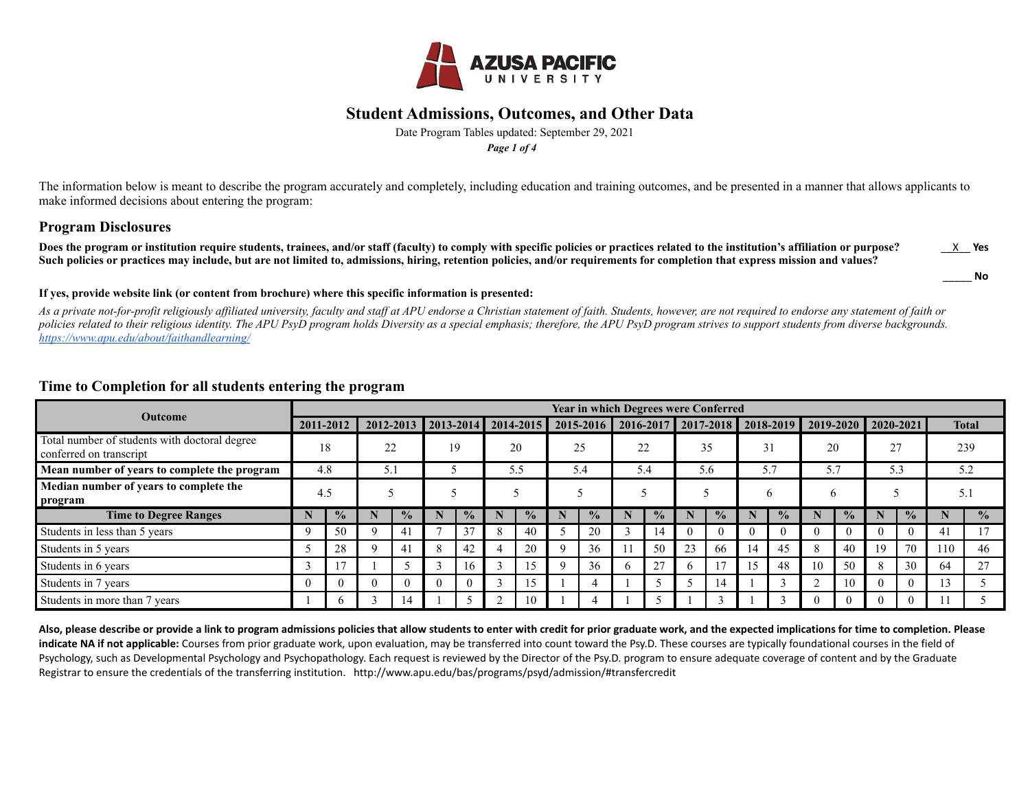# Student Admissions, Outcomes, and Other Data

Date Program Tables updated: September 29, 2021

The information below is meant to describe the program accurately and completely, including education and training outcomes, and be presented in a manner that allows applicants to make informed decisions about entering the program:

## Program Disclosures

**Does the program or institution require students, trainees, and/or staff (faculty) to comply with specific policies or practices related to the institution's affiliation or purpose? Such policies or practices may include, but are not limited to, admissions, hiring, retention policies, and/or requirements for completion that express mission and values?**

__X__ **Yes**

_____ **No**

**If yes, provide website link (or content from brochure) where this specific information is presented:**

*As a private not-for-profit religiously affiliated university, faculty and staff at APU endorse a Christian statement of faith. Students, however, are not required to endorse any statement of faith or policies related to their religious identity. The APU PsyD program holds Diversity as a special emphasis; therefore, the APU PsyD program strives to support students from diverse backgrounds.* https://www.apu.edu/about/faithandlearning/

## Time to Completion for all students entering the program

| Outcome | Year in which Degrees were Conferred | | | | | | | | | | | | | | | | | | | | | |
|---|---|---|---|---|---|---|---|---|---|---|---|---|---|---|---|---|---|---|---|---|---|---|
| | 2011-2012 | | 2012-2013 | | 2013-2014 | | 2014-2015 | | 2015-2016 | | 2016-2017 | | 2017-2018 | | 2018-2019 | | 2019-2020 | | 2020-2021 | | Total | |
| Total number of students with doctoral degree conferred on transcript | 18 | | 22 | | 19 | | 20 | | 25 | | 22 | | 35 | | 31 | | 20 | | 27 | | 239 | |
| **Mean number of years to complete the program** | 4.8 | | 5.1 | | 5 | | 5.5 | | 5.4 | | 5.4 | | 5.6 | | 5.7 | | 5.7 | | 5.3 | | 5.2 | |
| **Median number of years to complete the program** | 4.5 | | 5 | | 5 | | 5 | | 5 | | 5 | | 5 | | 6 | | 6 | | 5 | | 5.1 | |
| **Time to Degree Ranges** | **N** | **%** | **N** | **%** | **N** | **%** | **N** | **%** | **N** | **%** | **N** | **%** | **N** | **%** | **N** | **%** | **N** | **%** | **N** | **%** | **N** | **%** |
| Students in less than 5 years | 9 | 50 | 9 | 41 | 7 | 37 | 8 | 40 | 5 | 20 | 3 | 14 | 0 | 0 | 0 | 0 | 0 | 0 | 0 | 0 | 41 | 17 |
| Students in 5 years | 5 | 28 | 9 | 41 | 8 | 42 | 4 | 20 | 9 | 36 | 11 | 50 | 23 | 66 | 14 | 45 | 8 | 40 | 19 | 70 | 110 | 46 |
| Students in 6 years | 3 | 17 | 1 | 5 | 3 | 16 | 3 | 15 | 9 | 36 | 6 | 27 | 6 | 17 | 15 | 48 | 10 | 50 | 8 | 30 | 64 | 27 |
| Students in 7 years | 0 | 0 | 0 | 0 | 0 | 0 | 3 | 15 | 1 | 4 | 1 | 5 | 5 | 14 | 1 | 3 | 2 | 10 | 0 | 0 | 13 | 5 |
| Students in more than 7 years | 1 | 6 | 3 | 14 | 1 | 5 | 2 | 10 | 1 | 4 | 1 | 5 | 1 | 3 | 1 | 3 | 0 | 0 | 0 | 0 | 11 | 5 |

**Also, please describe or provide a link to program admissions policies that allow students to enter with credit for prior graduate work, and the expected implications for time to completion. Please indicate NA if not applicable:** Courses from prior graduate work, upon evaluation, may be transferred into count toward the Psy.D. These courses are typically foundational courses in the field of Psychology, such as Developmental Psychology and Psychopathology. Each request is reviewed by the Director of the Psy.D. program to ensure adequate coverage of content and by the Graduate Registrar to ensure the credentials of the transferring institution. http://www.apu.edu/bas/programs/psyd/admission/#transfercredit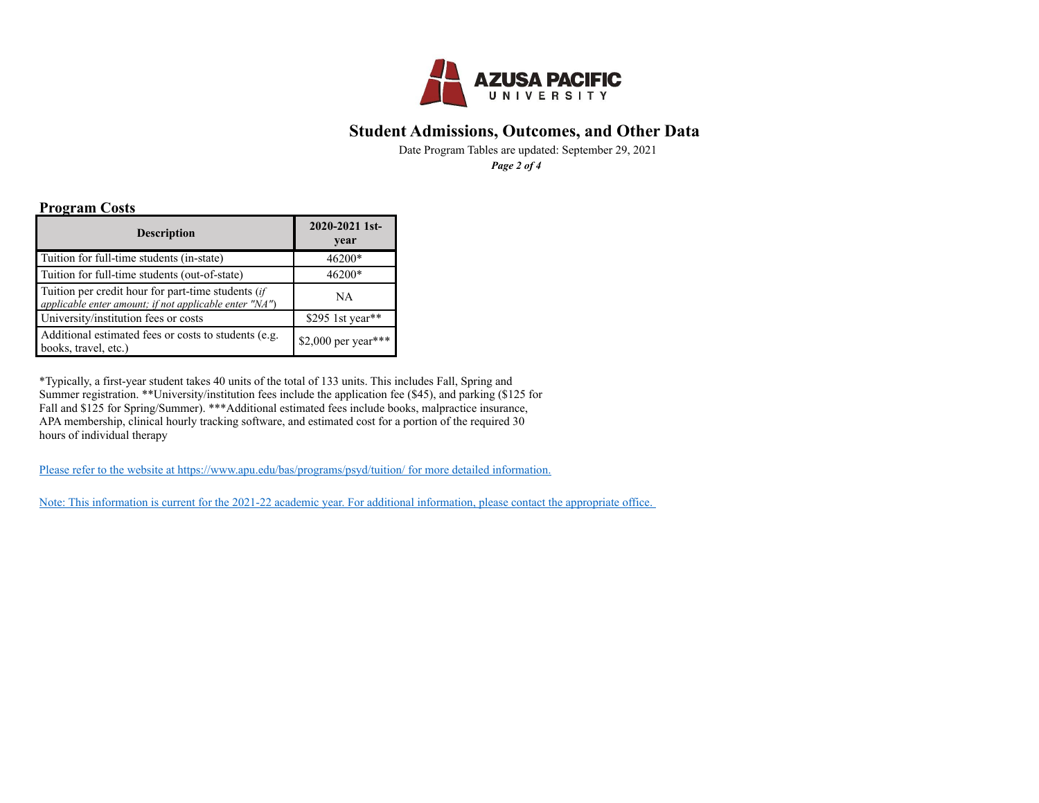# Student Admissions, Outcomes, and Other Data

Date Program Tables are updated: September 29, 2021

## Program Costs

| Description | 2020-2021 1st-year |
|---|---|
| Tuition for full-time students (in-state) | 46200* |
| Tuition for full-time students (out-of-state) | 46200* |
| Tuition per credit hour for part-time students (*if applicable enter amount; if not applicable enter "NA"*) | NA |
| University/institution fees or costs | $295 1st year** |
| Additional estimated fees or costs to students (e.g. books, travel, etc.) | $2,000 per year*** |

*Typically, a first-year student takes 40 units of the total of 133 units. This includes Fall, Spring and Summer registration. **University/institution fees include the application fee ($45), and parking ($125 for Fall and $125 for Spring/Summer). ***Additional estimated fees include books, malpractice insurance, APA membership, clinical hourly tracking software, and estimated cost for a portion of the required 30 hours of individual therapy

Please refer to the website at https://www.apu.edu/bas/programs/psyd/tuition/ for more detailed information.

Note: This information is current for the 2021-22 academic year. For additional information, please contact the appropriate office.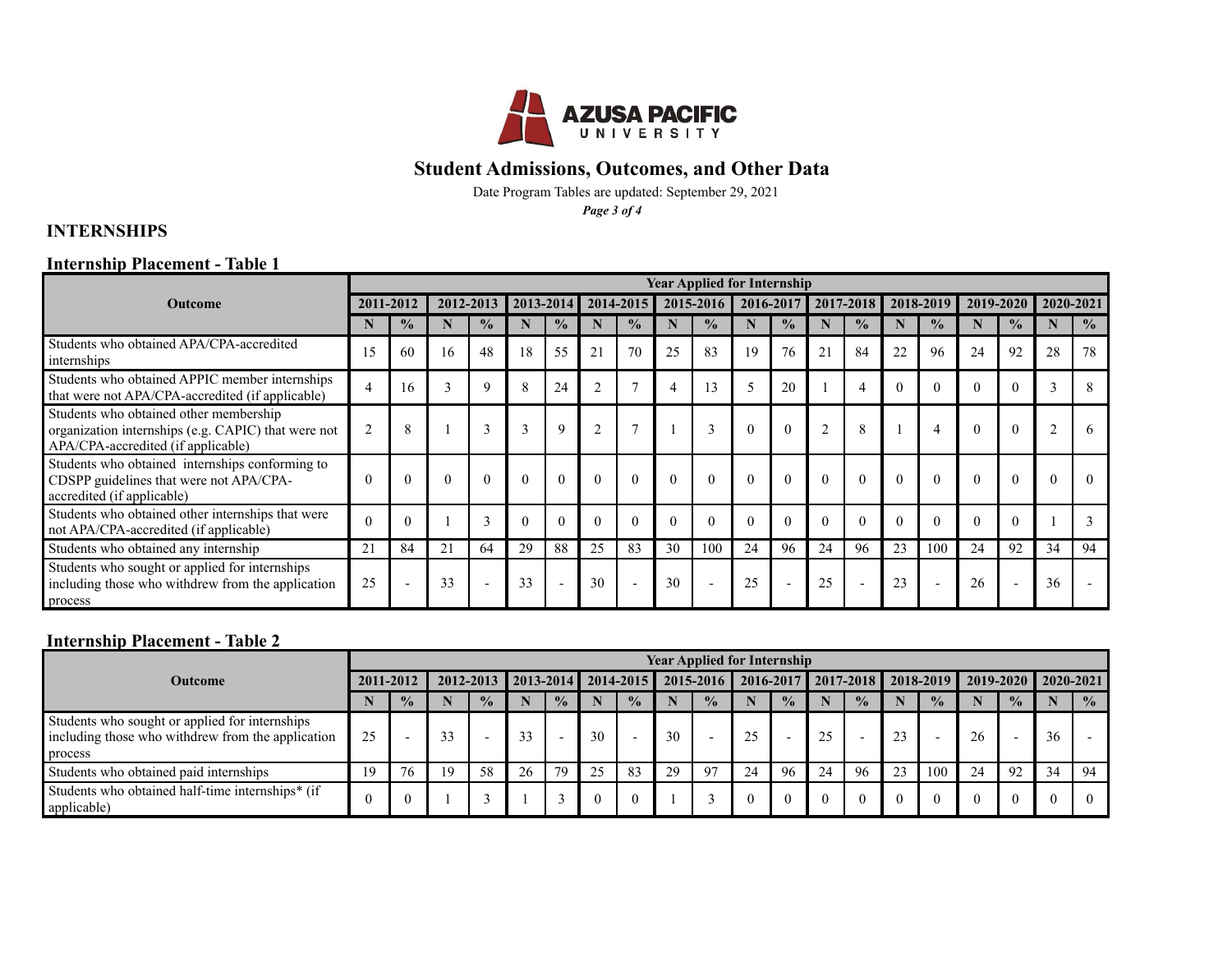# Student Admissions, Outcomes, and Other Data

Date Program Tables are updated: September 29, 2021

## INTERNSHIPS

### Internship Placement - Table 1

| Outcome | Year Applied for Internship | | | | | | | | | | | | | | | | | | | |
|---|---|---|---|---|---|---|---|---|---|---|---|---|---|---|---|---|---|---|---|---|
| | 2011-2012 | | 2012-2013 | | 2013-2014 | | 2014-2015 | | 2015-2016 | | 2016-2017 | | 2017-2018 | | 2018-2019 | | 2019-2020 | | 2020-2021 | |
| | N | % | N | % | N | % | N | % | N | % | N | % | N | % | N | % | N | % | N | % |
| Students who obtained APA/CPA-accredited internships | 15 | 60 | 16 | 48 | 18 | 55 | 21 | 70 | 25 | 83 | 19 | 76 | 21 | 84 | 22 | 96 | 24 | 92 | 28 | 78 |
| Students who obtained APPIC member internships that were not APA/CPA-accredited (if applicable) | 4 | 16 | 3 | 9 | 8 | 24 | 2 | 7 | 4 | 13 | 5 | 20 | 1 | 4 | 0 | 0 | 0 | 0 | 3 | 8 |
| Students who obtained other membership organization internships (e.g. CAPIC) that were not APA/CPA-accredited (if applicable) | 2 | 8 | 1 | 3 | 3 | 9 | 2 | 7 | 1 | 3 | 0 | 0 | 2 | 8 | 1 | 4 | 0 | 0 | 2 | 6 |
| Students who obtained internships conforming to CDSPP guidelines that were not APA/CPA-accredited (if applicable) | 0 | 0 | 0 | 0 | 0 | 0 | 0 | 0 | 0 | 0 | 0 | 0 | 0 | 0 | 0 | 0 | 0 | 0 | 0 | 0 |
| Students who obtained other internships that were not APA/CPA-accredited (if applicable) | 0 | 0 | 1 | 3 | 0 | 0 | 0 | 0 | 0 | 0 | 0 | 0 | 0 | 0 | 0 | 0 | 0 | 0 | 1 | 3 |
| Students who obtained any internship | 21 | 84 | 21 | 64 | 29 | 88 | 25 | 83 | 30 | 100 | 24 | 96 | 24 | 96 | 23 | 100 | 24 | 92 | 34 | 94 |
| Students who sought or applied for internships including those who withdrew from the application process | 25 | - | 33 | - | 33 | - | 30 | - | 30 | - | 25 | - | 25 | - | 23 | - | 26 | - | 36 | - |

### Internship Placement - Table 2

| Outcome | Year Applied for Internship | | | | | | | | | | | | | | | | | | | |
|---|---|---|---|---|---|---|---|---|---|---|---|---|---|---|---|---|---|---|---|---|
| | 2011-2012 | | 2012-2013 | | 2013-2014 | | 2014-2015 | | 2015-2016 | | 2016-2017 | | 2017-2018 | | 2018-2019 | | 2019-2020 | | 2020-2021 | |
| | N | % | N | % | N | % | N | % | N | % | N | % | N | % | N | % | N | % | N | % |
| Students who sought or applied for internships including those who withdrew from the application process | 25 | - | 33 | - | 33 | - | 30 | - | 30 | - | 25 | - | 25 | - | 23 | - | 26 | - | 36 | - |
| Students who obtained paid internships | 19 | 76 | 19 | 58 | 26 | 79 | 25 | 83 | 29 | 97 | 24 | 96 | 24 | 96 | 23 | 100 | 24 | 92 | 34 | 94 |
| Students who obtained half-time internships* (if applicable) | 0 | 0 | 1 | 3 | 1 | 3 | 0 | 0 | 1 | 3 | 0 | 0 | 0 | 0 | 0 | 0 | 0 | 0 | 0 | 0 |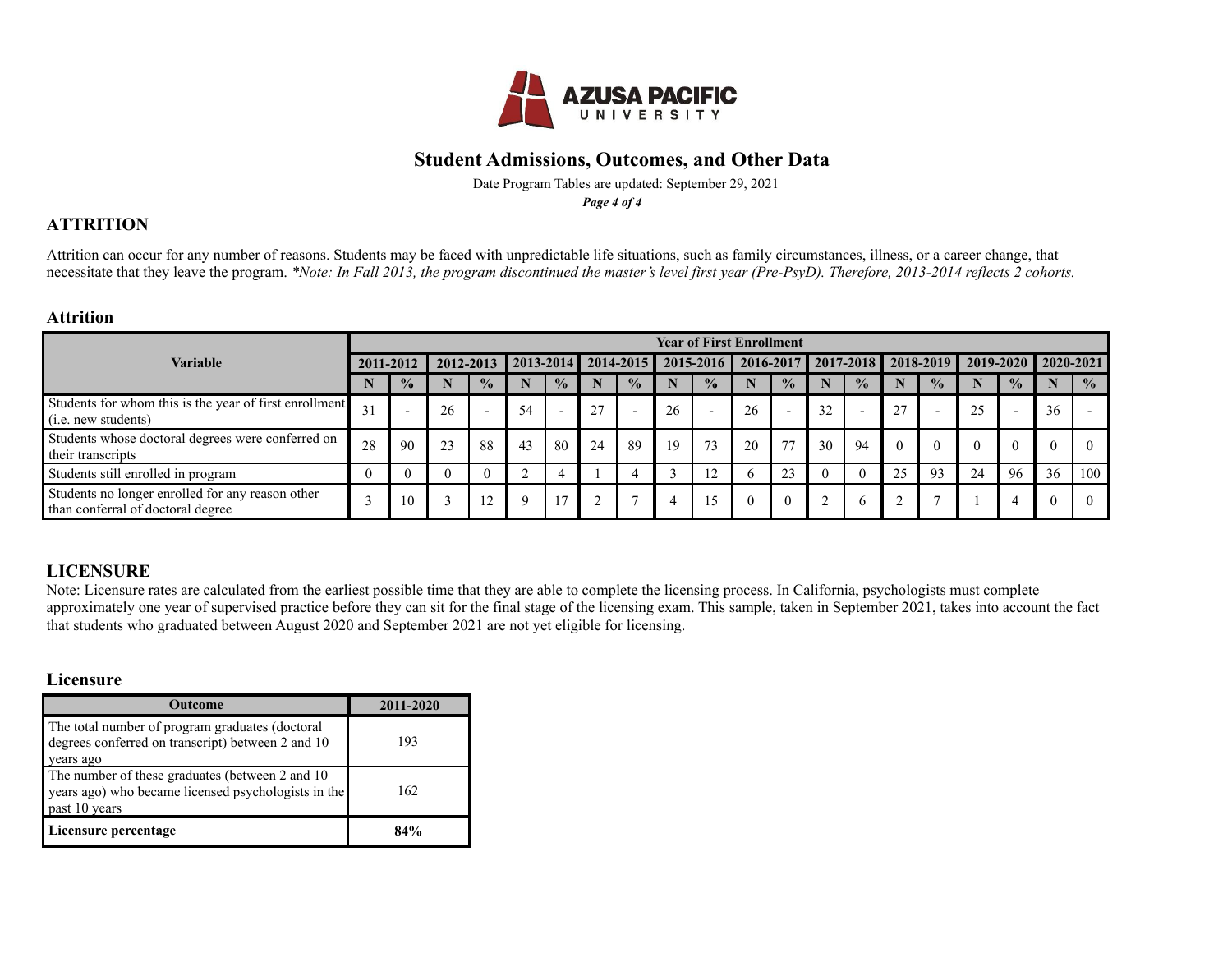# Student Admissions, Outcomes, and Other Data

Date Program Tables are updated: September 29, 2021

## ATTRITION

Attrition can occur for any number of reasons. Students may be faced with unpredictable life situations, such as family circumstances, illness, or a career change, that necessitate that they leave the program. *\*Note: In Fall 2013, the program discontinued the master's level first year (Pre-PsyD). Therefore, 2013-2014 reflects 2 cohorts.*

### Attrition

| Variable | Year of First Enrollment | | | | | | | | | | | | | | | | | | | |
|---|---|---|---|---|---|---|---|---|---|---|---|---|---|---|---|---|---|---|---|---|
| | 2011-2012 | | 2012-2013 | | 2013-2014 | | 2014-2015 | | 2015-2016 | | 2016-2017 | | 2017-2018 | | 2018-2019 | | 2019-2020 | | 2020-2021 | |
| | N | % | N | % | N | % | N | % | N | % | N | % | N | % | N | % | N | % | N | % |
| Students for whom this is the year of first enrollment (i.e. new students) | 31 | - | 26 | - | 54 | - | 27 | - | 26 | - | 26 | - | 32 | - | 27 | - | 25 | - | 36 | - |
| Students whose doctoral degrees were conferred on their transcripts | 28 | 90 | 23 | 88 | 43 | 80 | 24 | 89 | 19 | 73 | 20 | 77 | 30 | 94 | 0 | 0 | 0 | 0 | 0 | 0 |
| Students still enrolled in program | 0 | 0 | 0 | 0 | 2 | 4 | 1 | 4 | 3 | 12 | 6 | 23 | 0 | 0 | 25 | 93 | 24 | 96 | 36 | 100 |
| Students no longer enrolled for any reason other than conferral of doctoral degree | 3 | 10 | 3 | 12 | 9 | 17 | 2 | 7 | 4 | 15 | 0 | 0 | 2 | 6 | 2 | 7 | 1 | 4 | 0 | 0 |

## LICENSURE

Note: Licensure rates are calculated from the earliest possible time that they are able to complete the licensing process. In California, psychologists must complete approximately one year of supervised practice before they can sit for the final stage of the licensing exam. This sample, taken in September 2021, takes into account the fact that students who graduated between August 2020 and September 2021 are not yet eligible for licensing.

### Licensure

| Outcome | 2011-2020 |
|---|---|
| The total number of program graduates (doctoral degrees conferred on transcript) between 2 and 10 years ago | 193 |
| The number of these graduates (between 2 and 10 years ago) who became licensed psychologists in the past 10 years | 162 |
| **Licensure percentage** | **84%** |